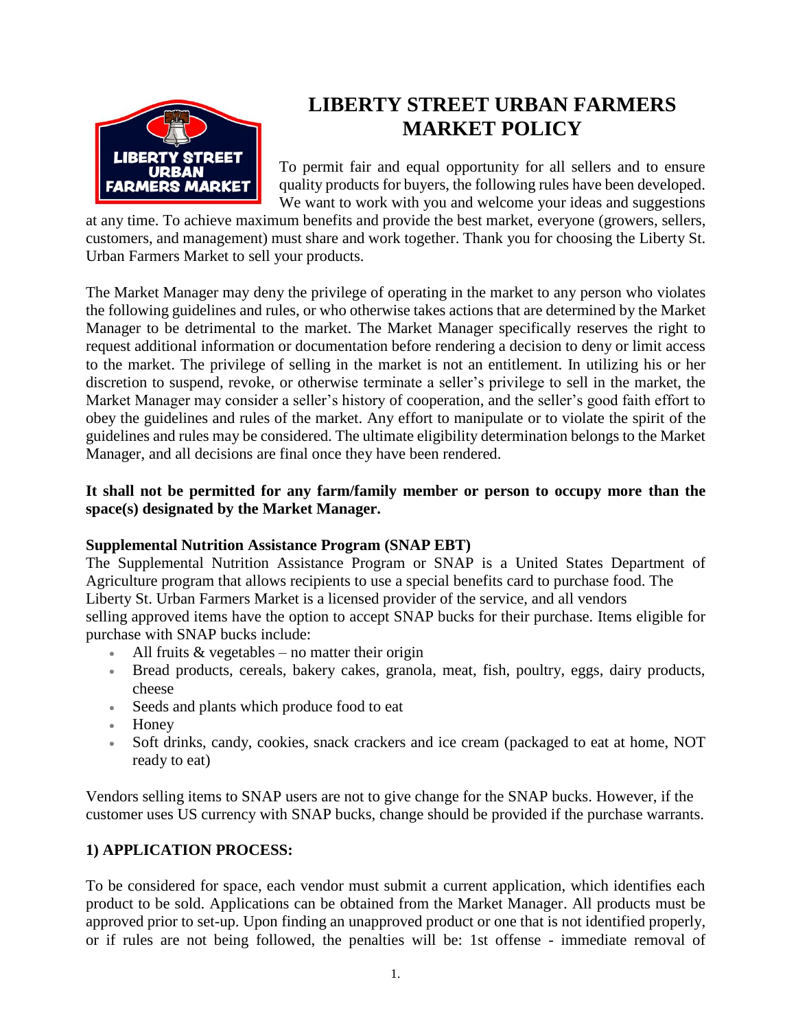# LIBERTY STREET URBAN FARMERS MARKET POLICY

To permit fair and equal opportunity for all sellers and to ensure quality products for buyers, the following rules have been developed. We want to work with you and welcome your ideas and suggestions at any time. To achieve maximum benefits and provide the best market, everyone (growers, sellers, customers, and management) must share and work together. Thank you for choosing the Liberty St. Urban Farmers Market to sell your products.

The Market Manager may deny the privilege of operating in the market to any person who violates the following guidelines and rules, or who otherwise takes actions that are determined by the Market Manager to be detrimental to the market. The Market Manager specifically reserves the right to request additional information or documentation before rendering a decision to deny or limit access to the market. The privilege of selling in the market is not an entitlement. In utilizing his or her discretion to suspend, revoke, or otherwise terminate a seller's privilege to sell in the market, the Market Manager may consider a seller's history of cooperation, and the seller's good faith effort to obey the guidelines and rules of the market. Any effort to manipulate or to violate the spirit of the guidelines and rules may be considered. The ultimate eligibility determination belongs to the Market Manager, and all decisions are final once they have been rendered.

**It shall not be permitted for any farm/family member or person to occupy more than the space(s) designated by the Market Manager.**

**Supplemental Nutrition Assistance Program (SNAP EBT)**

The Supplemental Nutrition Assistance Program or SNAP is a United States Department of Agriculture program that allows recipients to use a special benefits card to purchase food. The Liberty St. Urban Farmers Market is a licensed provider of the service, and all vendors selling approved items have the option to accept SNAP bucks for their purchase. Items eligible for purchase with SNAP bucks include:

- All fruits & vegetables – no matter their origin
- Bread products, cereals, bakery cakes, granola, meat, fish, poultry, eggs, dairy products, cheese
- Seeds and plants which produce food to eat
- Honey
- Soft drinks, candy, cookies, snack crackers and ice cream (packaged to eat at home, NOT ready to eat)

Vendors selling items to SNAP users are not to give change for the SNAP bucks. However, if the customer uses US currency with SNAP bucks, change should be provided if the purchase warrants.

## 1) APPLICATION PROCESS:

To be considered for space, each vendor must submit a current application, which identifies each product to be sold. Applications can be obtained from the Market Manager. All products must be approved prior to set-up. Upon finding an unapproved product or one that is not identified properly, or if rules are not being followed, the penalties will be: 1st offense - immediate removal of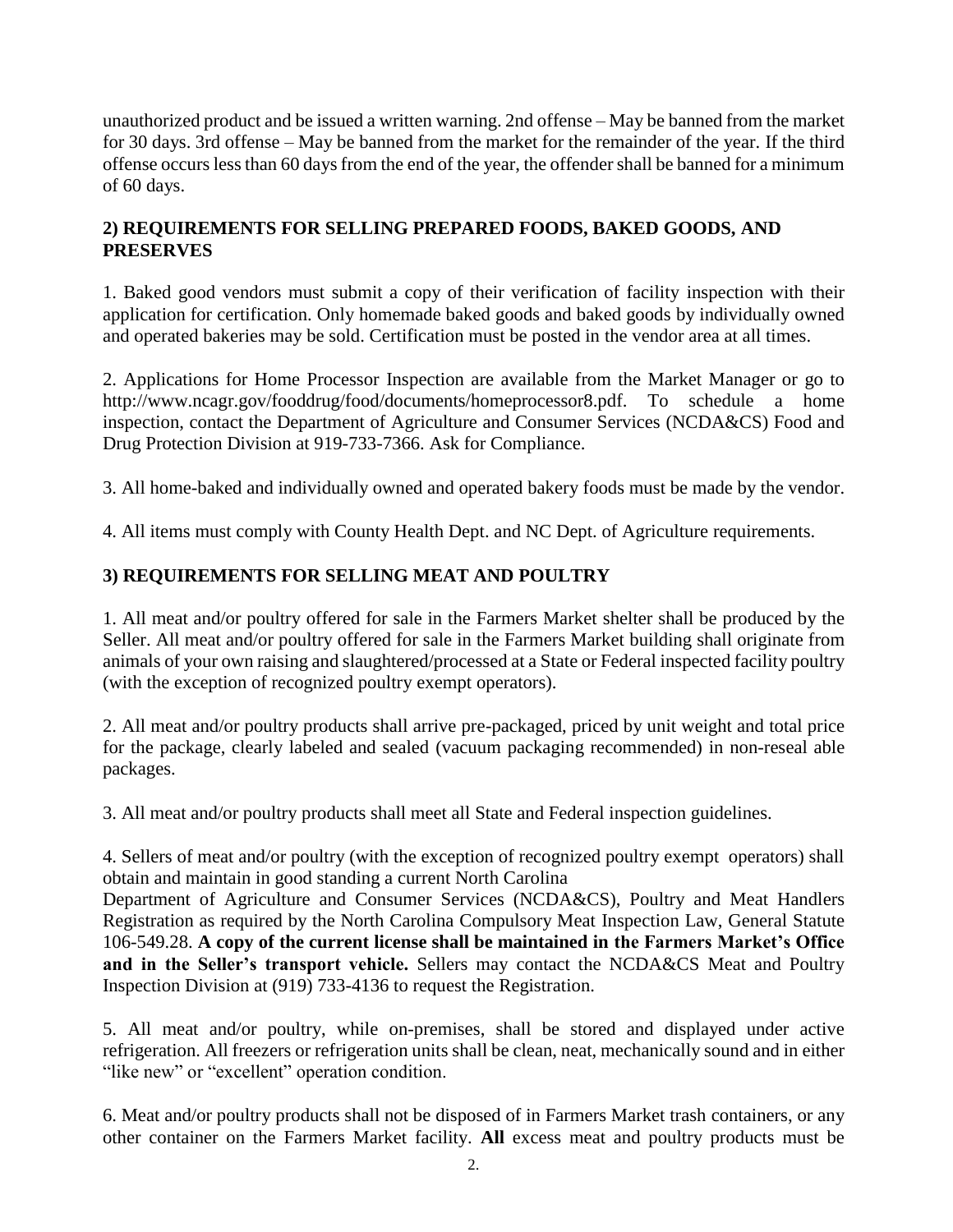unauthorized product and be issued a written warning. 2nd offense – May be banned from the market for 30 days. 3rd offense – May be banned from the market for the remainder of the year. If the third offense occurs less than 60 days from the end of the year, the offender shall be banned for a minimum of 60 days.

## 2) REQUIREMENTS FOR SELLING PREPARED FOODS, BAKED GOODS, AND PRESERVES

1. Baked good vendors must submit a copy of their verification of facility inspection with their application for certification. Only homemade baked goods and baked goods by individually owned and operated bakeries may be sold. Certification must be posted in the vendor area at all times.

2. Applications for Home Processor Inspection are available from the Market Manager or go to http://www.ncagr.gov/fooddrug/food/documents/homeprocessor8.pdf. To schedule a home inspection, contact the Department of Agriculture and Consumer Services (NCDA&CS) Food and Drug Protection Division at 919-733-7366. Ask for Compliance.

3. All home-baked and individually owned and operated bakery foods must be made by the vendor.

4. All items must comply with County Health Dept. and NC Dept. of Agriculture requirements.

## 3) REQUIREMENTS FOR SELLING MEAT AND POULTRY

1. All meat and/or poultry offered for sale in the Farmers Market shelter shall be produced by the Seller. All meat and/or poultry offered for sale in the Farmers Market building shall originate from animals of your own raising and slaughtered/processed at a State or Federal inspected facility poultry (with the exception of recognized poultry exempt operators).

2. All meat and/or poultry products shall arrive pre-packaged, priced by unit weight and total price for the package, clearly labeled and sealed (vacuum packaging recommended) in non-reseal able packages.

3. All meat and/or poultry products shall meet all State and Federal inspection guidelines.

4. Sellers of meat and/or poultry (with the exception of recognized poultry exempt operators) shall obtain and maintain in good standing a current North Carolina Department of Agriculture and Consumer Services (NCDA&CS), Poultry and Meat Handlers Registration as required by the North Carolina Compulsory Meat Inspection Law, General Statute 106-549.28. **A copy of the current license shall be maintained in the Farmers Market's Office and in the Seller's transport vehicle.** Sellers may contact the NCDA&CS Meat and Poultry Inspection Division at (919) 733-4136 to request the Registration.

5. All meat and/or poultry, while on-premises, shall be stored and displayed under active refrigeration. All freezers or refrigeration units shall be clean, neat, mechanically sound and in either "like new" or "excellent" operation condition.

6. Meat and/or poultry products shall not be disposed of in Farmers Market trash containers, or any other container on the Farmers Market facility. **All** excess meat and poultry products must be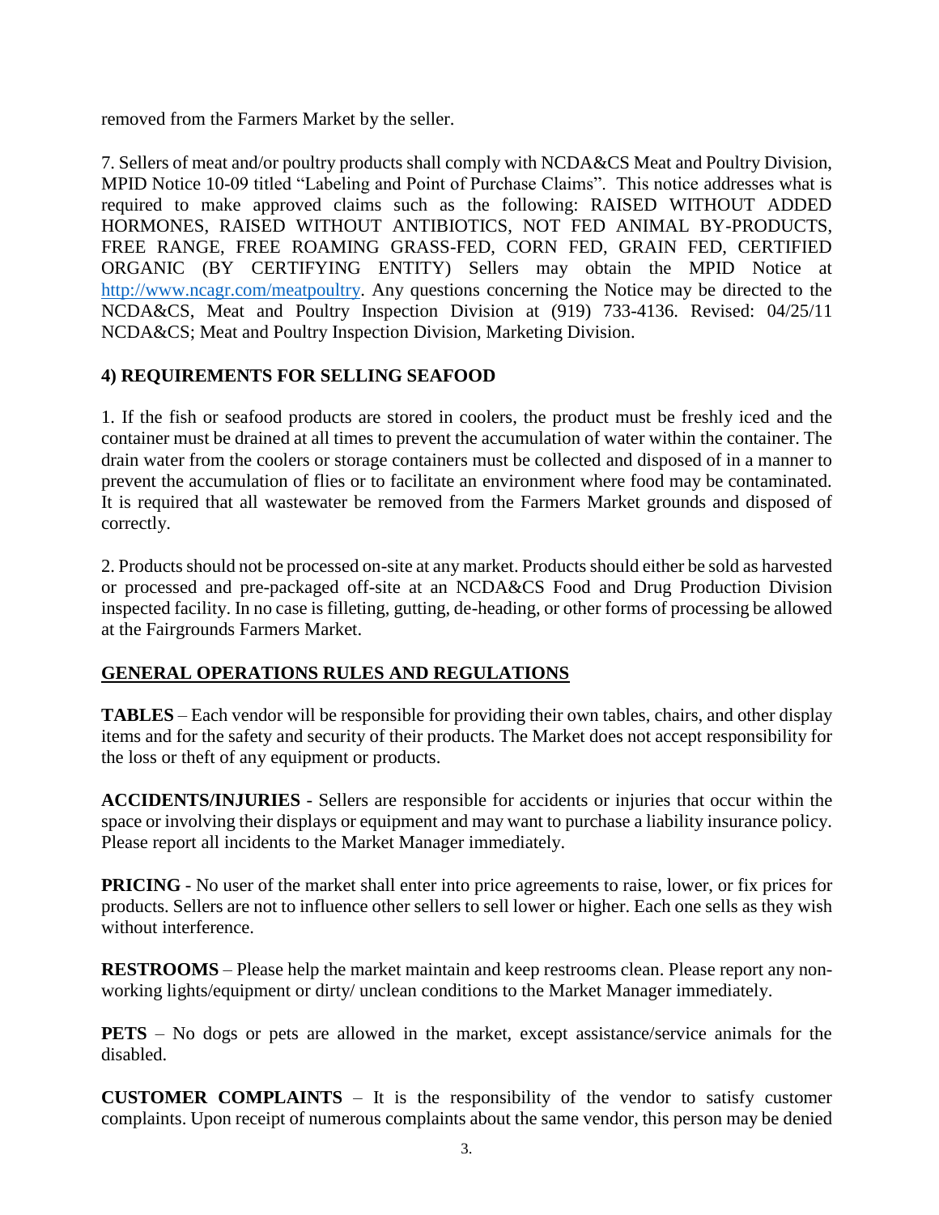removed from the Farmers Market by the seller.

7. Sellers of meat and/or poultry products shall comply with NCDA&CS Meat and Poultry Division, MPID Notice 10-09 titled "Labeling and Point of Purchase Claims". This notice addresses what is required to make approved claims such as the following: RAISED WITHOUT ADDED HORMONES, RAISED WITHOUT ANTIBIOTICS, NOT FED ANIMAL BY-PRODUCTS, FREE RANGE, FREE ROAMING GRASS-FED, CORN FED, GRAIN FED, CERTIFIED ORGANIC (BY CERTIFYING ENTITY) Sellers may obtain the MPID Notice at [http://www.ncagr.com/meatpoultry](http://www.ncagr.com/meatpoultry). Any questions concerning the Notice may be directed to the NCDA&CS, Meat and Poultry Inspection Division at (919) 733-4136. Revised: 04/25/11 NCDA&CS; Meat and Poultry Inspection Division, Marketing Division.

### 4) REQUIREMENTS FOR SELLING SEAFOOD

1. If the fish or seafood products are stored in coolers, the product must be freshly iced and the container must be drained at all times to prevent the accumulation of water within the container. The drain water from the coolers or storage containers must be collected and disposed of in a manner to prevent the accumulation of flies or to facilitate an environment where food may be contaminated. It is required that all wastewater be removed from the Farmers Market grounds and disposed of correctly.

2. Products should not be processed on-site at any market. Products should either be sold as harvested or processed and pre-packaged off-site at an NCDA&CS Food and Drug Production Division inspected facility. In no case is filleting, gutting, de-heading, or other forms of processing be allowed at the Fairgrounds Farmers Market.

## GENERAL OPERATIONS RULES AND REGULATIONS

**TABLES** – Each vendor will be responsible for providing their own tables, chairs, and other display items and for the safety and security of their products. The Market does not accept responsibility for the loss or theft of any equipment or products.

**ACCIDENTS/INJURIES** - Sellers are responsible for accidents or injuries that occur within the space or involving their displays or equipment and may want to purchase a liability insurance policy. Please report all incidents to the Market Manager immediately.

**PRICING** - No user of the market shall enter into price agreements to raise, lower, or fix prices for products. Sellers are not to influence other sellers to sell lower or higher. Each one sells as they wish without interference.

**RESTROOMS** – Please help the market maintain and keep restrooms clean. Please report any non-working lights/equipment or dirty/ unclean conditions to the Market Manager immediately.

**PETS** – No dogs or pets are allowed in the market, except assistance/service animals for the disabled.

**CUSTOMER COMPLAINTS** – It is the responsibility of the vendor to satisfy customer complaints. Upon receipt of numerous complaints about the same vendor, this person may be denied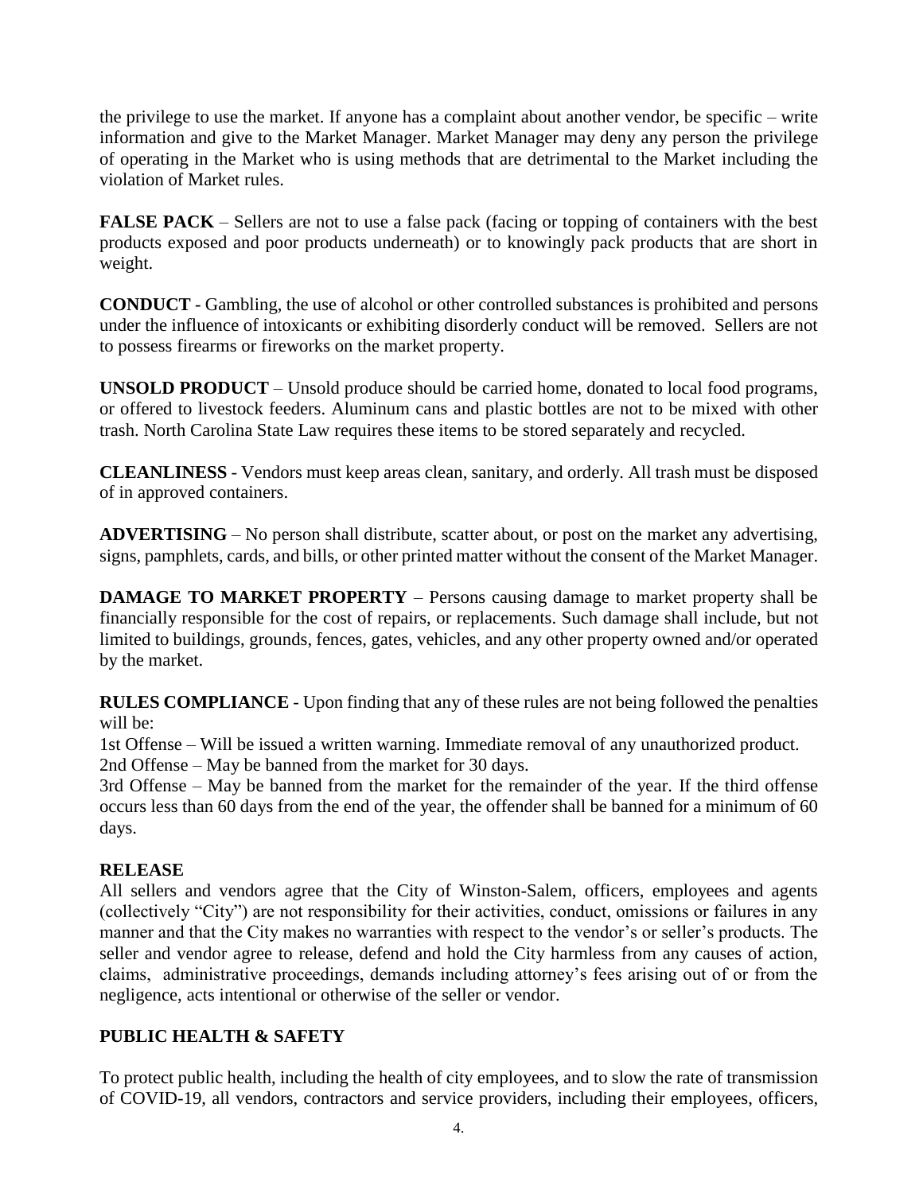the privilege to use the market. If anyone has a complaint about another vendor, be specific – write information and give to the Market Manager. Market Manager may deny any person the privilege of operating in the Market who is using methods that are detrimental to the Market including the violation of Market rules.

**FALSE PACK** – Sellers are not to use a false pack (facing or topping of containers with the best products exposed and poor products underneath) or to knowingly pack products that are short in weight.

**CONDUCT** - Gambling, the use of alcohol or other controlled substances is prohibited and persons under the influence of intoxicants or exhibiting disorderly conduct will be removed. Sellers are not to possess firearms or fireworks on the market property.

**UNSOLD PRODUCT** – Unsold produce should be carried home, donated to local food programs, or offered to livestock feeders. Aluminum cans and plastic bottles are not to be mixed with other trash. North Carolina State Law requires these items to be stored separately and recycled.

**CLEANLINESS** - Vendors must keep areas clean, sanitary, and orderly. All trash must be disposed of in approved containers.

**ADVERTISING** – No person shall distribute, scatter about, or post on the market any advertising, signs, pamphlets, cards, and bills, or other printed matter without the consent of the Market Manager.

**DAMAGE TO MARKET PROPERTY** – Persons causing damage to market property shall be financially responsible for the cost of repairs, or replacements. Such damage shall include, but not limited to buildings, grounds, fences, gates, vehicles, and any other property owned and/or operated by the market.

**RULES COMPLIANCE** - Upon finding that any of these rules are not being followed the penalties will be:

1st Offense – Will be issued a written warning. Immediate removal of any unauthorized product.
2nd Offense – May be banned from the market for 30 days.
3rd Offense – May be banned from the market for the remainder of the year. If the third offense occurs less than 60 days from the end of the year, the offender shall be banned for a minimum of 60 days.

**RELEASE**

All sellers and vendors agree that the City of Winston-Salem, officers, employees and agents (collectively "City") are not responsibility for their activities, conduct, omissions or failures in any manner and that the City makes no warranties with respect to the vendor's or seller's products. The seller and vendor agree to release, defend and hold the City harmless from any causes of action, claims, administrative proceedings, demands including attorney's fees arising out of or from the negligence, acts intentional or otherwise of the seller or vendor.

**PUBLIC HEALTH & SAFETY**

To protect public health, including the health of city employees, and to slow the rate of transmission of COVID-19, all vendors, contractors and service providers, including their employees, officers,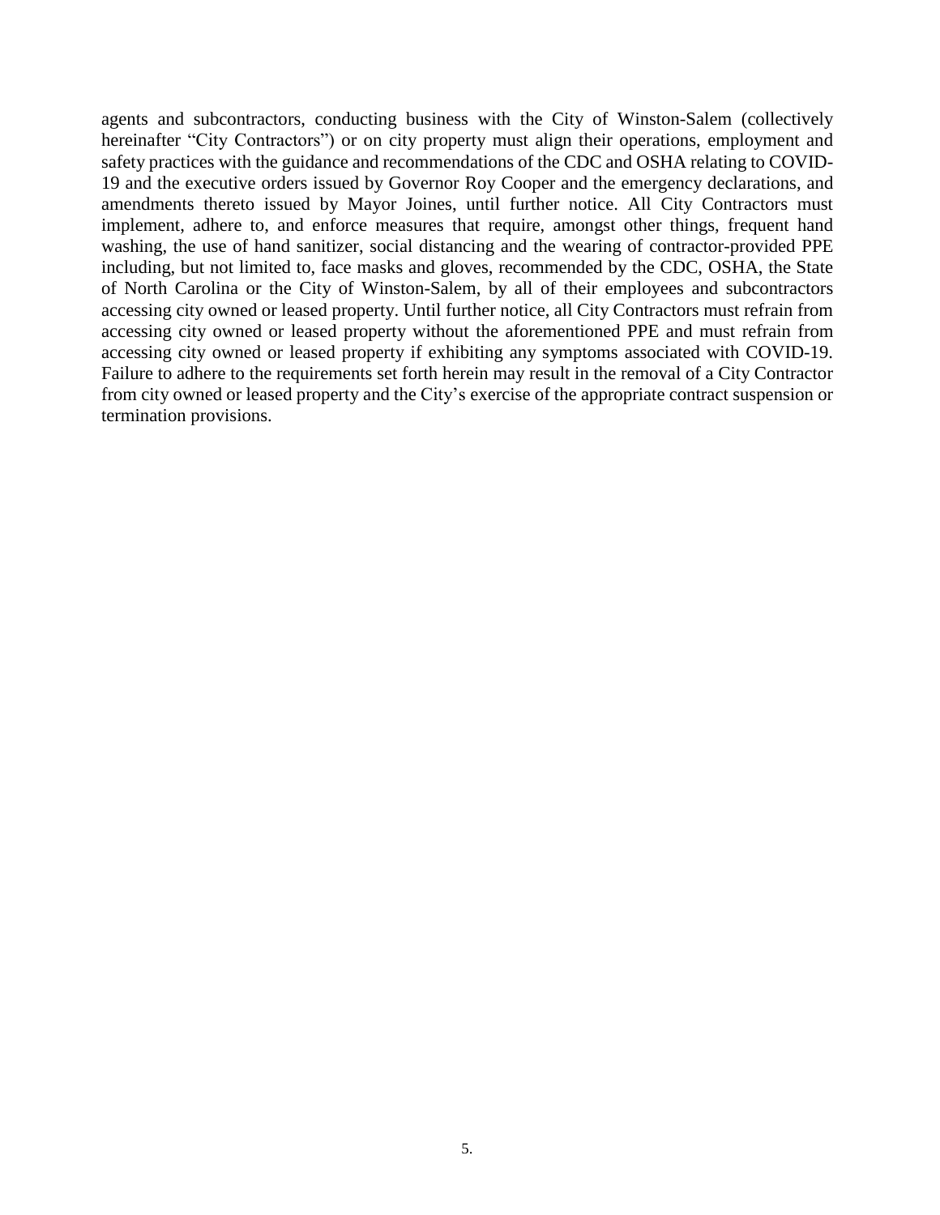agents and subcontractors, conducting business with the City of Winston-Salem (collectively hereinafter "City Contractors") or on city property must align their operations, employment and safety practices with the guidance and recommendations of the CDC and OSHA relating to COVID-19 and the executive orders issued by Governor Roy Cooper and the emergency declarations, and amendments thereto issued by Mayor Joines, until further notice. All City Contractors must implement, adhere to, and enforce measures that require, amongst other things, frequent hand washing, the use of hand sanitizer, social distancing and the wearing of contractor-provided PPE including, but not limited to, face masks and gloves, recommended by the CDC, OSHA, the State of North Carolina or the City of Winston-Salem, by all of their employees and subcontractors accessing city owned or leased property. Until further notice, all City Contractors must refrain from accessing city owned or leased property without the aforementioned PPE and must refrain from accessing city owned or leased property if exhibiting any symptoms associated with COVID-19. Failure to adhere to the requirements set forth herein may result in the removal of a City Contractor from city owned or leased property and the City's exercise of the appropriate contract suspension or termination provisions.